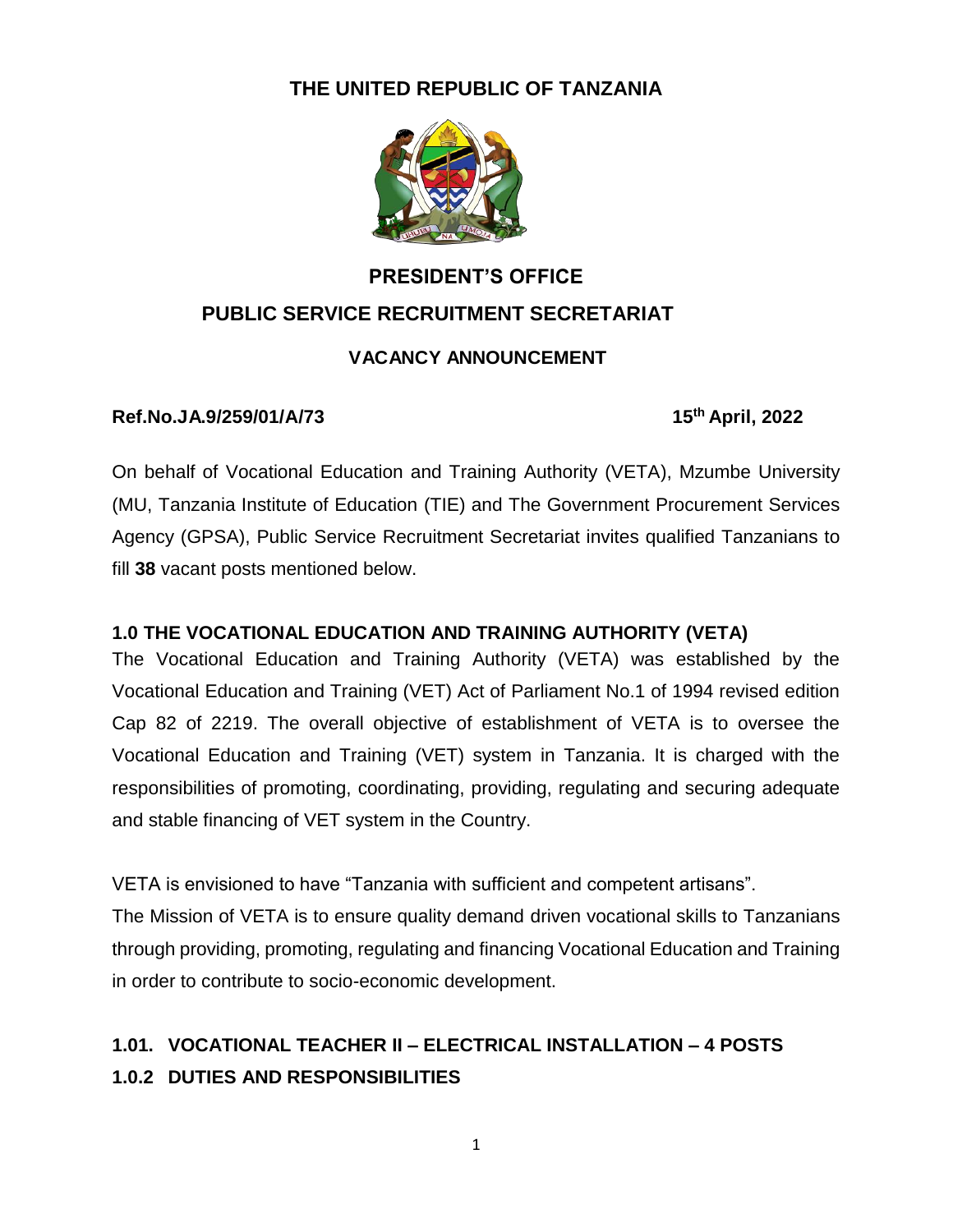# THE UNITED REPUBLIC OF TANZANIA

## PRESIDENT'S OFFICE

## PUBLIC SERVICE RECRUITMENT SECRETARIAT

### VACANCY ANNOUNCEMENT

**Ref.No.JA.9/259/01/A/73** **15th April, 2022**

On behalf of Vocational Education and Training Authority (VETA), Mzumbe University (MU, Tanzania Institute of Education (TIE) and The Government Procurement Services Agency (GPSA), Public Service Recruitment Secretariat invites qualified Tanzanians to fill **38** vacant posts mentioned below.

### 1.0 THE VOCATIONAL EDUCATION AND TRAINING AUTHORITY (VETA)

The Vocational Education and Training Authority (VETA) was established by the Vocational Education and Training (VET) Act of Parliament No.1 of 1994 revised edition Cap 82 of 2219. The overall objective of establishment of VETA is to oversee the Vocational Education and Training (VET) system in Tanzania. It is charged with the responsibilities of promoting, coordinating, providing, regulating and securing adequate and stable financing of VET system in the Country.

VETA is envisioned to have "Tanzania with sufficient and competent artisans".

The Mission of VETA is to ensure quality demand driven vocational skills to Tanzanians through providing, promoting, regulating and financing Vocational Education and Training in order to contribute to socio-economic development.

### 1.01. VOCATIONAL TEACHER II – ELECTRICAL INSTALLATION – 4 POSTS

### 1.0.2 DUTIES AND RESPONSIBILITIES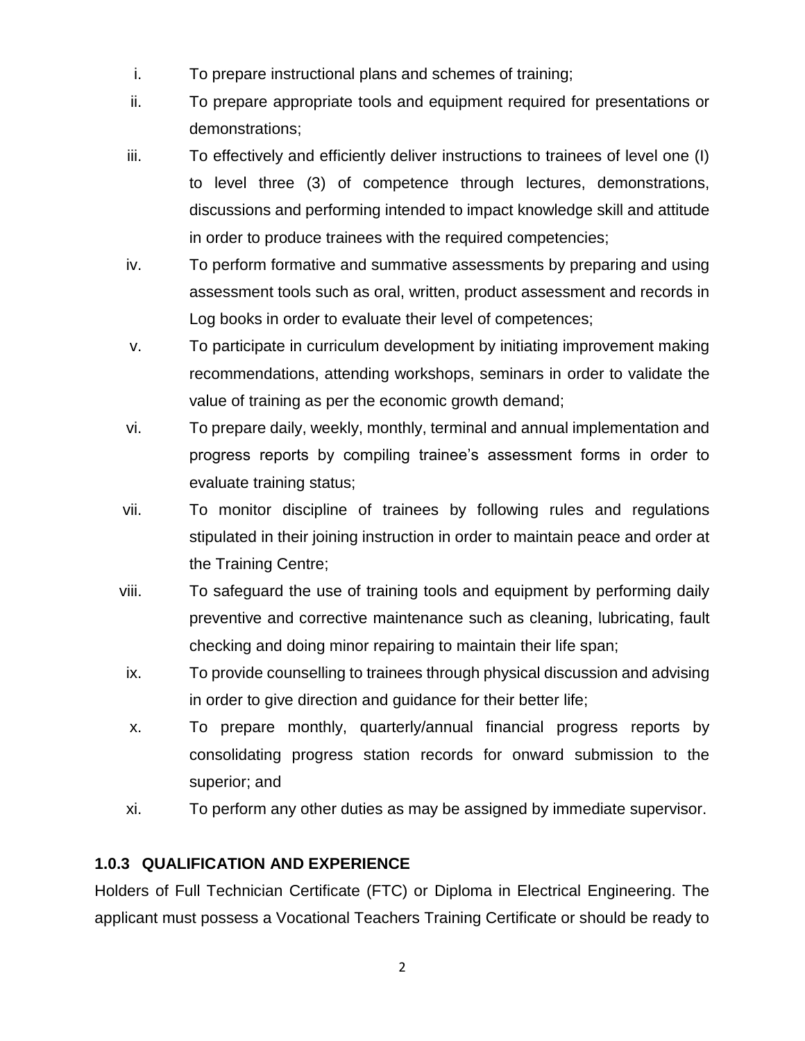i. To prepare instructional plans and schemes of training;
ii. To prepare appropriate tools and equipment required for presentations or demonstrations;
iii. To effectively and efficiently deliver instructions to trainees of level one (I) to level three (3) of competence through lectures, demonstrations, discussions and performing intended to impact knowledge skill and attitude in order to produce trainees with the required competencies;
iv. To perform formative and summative assessments by preparing and using assessment tools such as oral, written, product assessment and records in Log books in order to evaluate their level of competences;
v. To participate in curriculum development by initiating improvement making recommendations, attending workshops, seminars in order to validate the value of training as per the economic growth demand;
vi. To prepare daily, weekly, monthly, terminal and annual implementation and progress reports by compiling trainee's assessment forms in order to evaluate training status;
vii. To monitor discipline of trainees by following rules and regulations stipulated in their joining instruction in order to maintain peace and order at the Training Centre;
viii. To safeguard the use of training tools and equipment by performing daily preventive and corrective maintenance such as cleaning, lubricating, fault checking and doing minor repairing to maintain their life span;
ix. To provide counselling to trainees through physical discussion and advising in order to give direction and guidance for their better life;
x. To prepare monthly, quarterly/annual financial progress reports by consolidating progress station records for onward submission to the superior; and
xi. To perform any other duties as may be assigned by immediate supervisor.

### 1.0.3 QUALIFICATION AND EXPERIENCE

Holders of Full Technician Certificate (FTC) or Diploma in Electrical Engineering. The applicant must possess a Vocational Teachers Training Certificate or should be ready to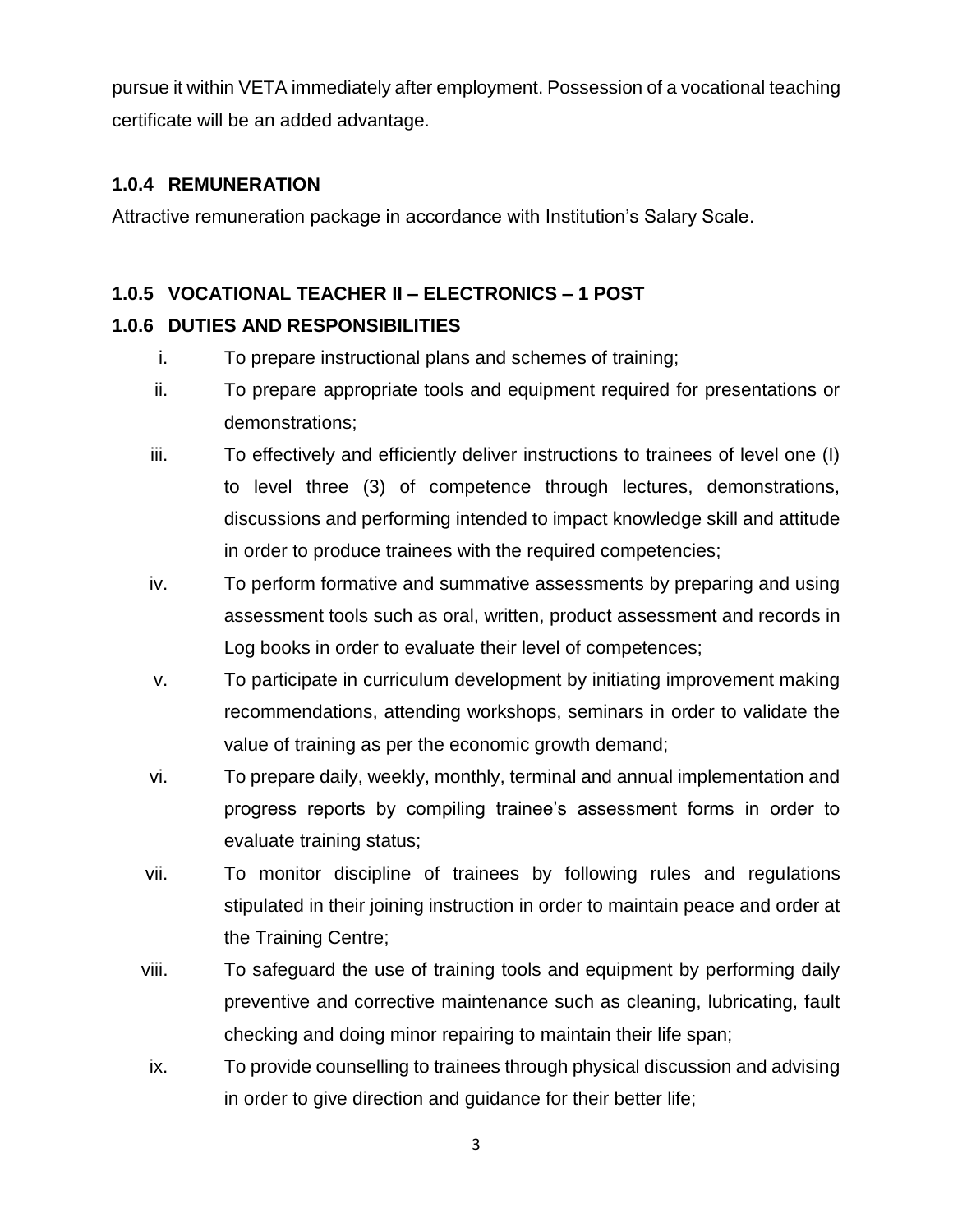pursue it within VETA immediately after employment. Possession of a vocational teaching certificate will be an added advantage.

### 1.0.4 REMUNERATION

Attractive remuneration package in accordance with Institution's Salary Scale.

### 1.0.5 VOCATIONAL TEACHER II – ELECTRONICS – 1 POST

### 1.0.6 DUTIES AND RESPONSIBILITIES

i. To prepare instructional plans and schemes of training;

ii. To prepare appropriate tools and equipment required for presentations or demonstrations;

iii. To effectively and efficiently deliver instructions to trainees of level one (I) to level three (3) of competence through lectures, demonstrations, discussions and performing intended to impact knowledge skill and attitude in order to produce trainees with the required competencies;

iv. To perform formative and summative assessments by preparing and using assessment tools such as oral, written, product assessment and records in Log books in order to evaluate their level of competences;

v. To participate in curriculum development by initiating improvement making recommendations, attending workshops, seminars in order to validate the value of training as per the economic growth demand;

vi. To prepare daily, weekly, monthly, terminal and annual implementation and progress reports by compiling trainee's assessment forms in order to evaluate training status;

vii. To monitor discipline of trainees by following rules and regulations stipulated in their joining instruction in order to maintain peace and order at the Training Centre;

viii. To safeguard the use of training tools and equipment by performing daily preventive and corrective maintenance such as cleaning, lubricating, fault checking and doing minor repairing to maintain their life span;

ix. To provide counselling to trainees through physical discussion and advising in order to give direction and guidance for their better life;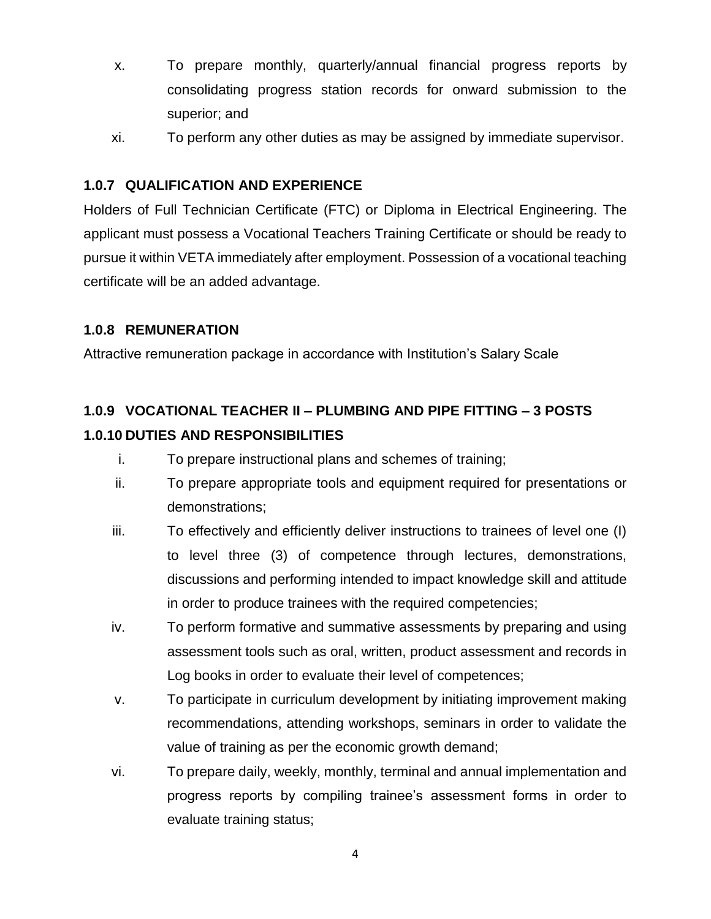x. To prepare monthly, quarterly/annual financial progress reports by consolidating progress station records for onward submission to the superior; and

xi. To perform any other duties as may be assigned by immediate supervisor.

### 1.0.7 QUALIFICATION AND EXPERIENCE

Holders of Full Technician Certificate (FTC) or Diploma in Electrical Engineering. The applicant must possess a Vocational Teachers Training Certificate or should be ready to pursue it within VETA immediately after employment. Possession of a vocational teaching certificate will be an added advantage.

### 1.0.8 REMUNERATION

Attractive remuneration package in accordance with Institution's Salary Scale

### 1.0.9 VOCATIONAL TEACHER II – PLUMBING AND PIPE FITTING – 3 POSTS

### 1.0.10 DUTIES AND RESPONSIBILITIES

i. To prepare instructional plans and schemes of training;

ii. To prepare appropriate tools and equipment required for presentations or demonstrations;

iii. To effectively and efficiently deliver instructions to trainees of level one (I) to level three (3) of competence through lectures, demonstrations, discussions and performing intended to impact knowledge skill and attitude in order to produce trainees with the required competencies;

iv. To perform formative and summative assessments by preparing and using assessment tools such as oral, written, product assessment and records in Log books in order to evaluate their level of competences;

v. To participate in curriculum development by initiating improvement making recommendations, attending workshops, seminars in order to validate the value of training as per the economic growth demand;

vi. To prepare daily, weekly, monthly, terminal and annual implementation and progress reports by compiling trainee's assessment forms in order to evaluate training status;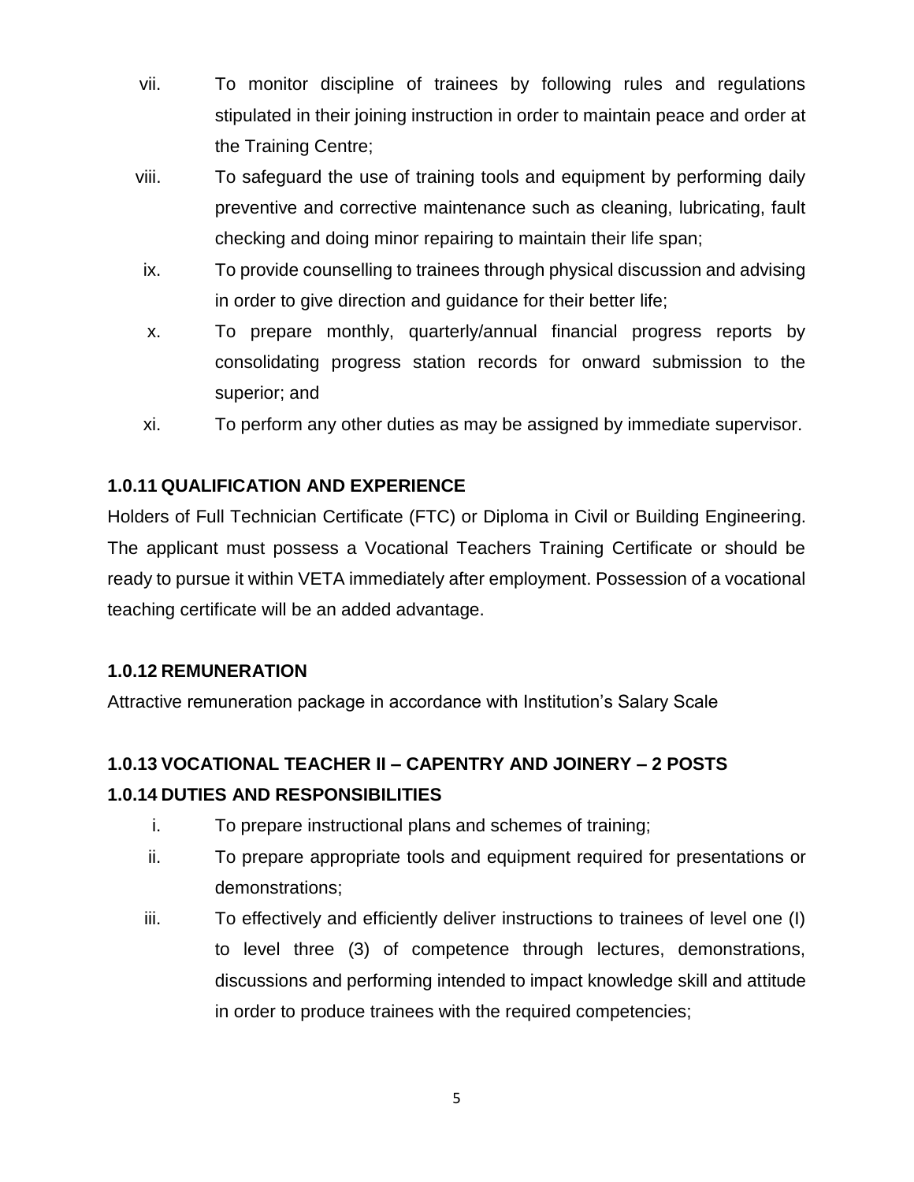vii. To monitor discipline of trainees by following rules and regulations stipulated in their joining instruction in order to maintain peace and order at the Training Centre;

viii. To safeguard the use of training tools and equipment by performing daily preventive and corrective maintenance such as cleaning, lubricating, fault checking and doing minor repairing to maintain their life span;

ix. To provide counselling to trainees through physical discussion and advising in order to give direction and guidance for their better life;

x. To prepare monthly, quarterly/annual financial progress reports by consolidating progress station records for onward submission to the superior; and

xi. To perform any other duties as may be assigned by immediate supervisor.

**1.0.11 QUALIFICATION AND EXPERIENCE**

Holders of Full Technician Certificate (FTC) or Diploma in Civil or Building Engineering. The applicant must possess a Vocational Teachers Training Certificate or should be ready to pursue it within VETA immediately after employment. Possession of a vocational teaching certificate will be an added advantage.

**1.0.12 REMUNERATION**

Attractive remuneration package in accordance with Institution's Salary Scale

**1.0.13 VOCATIONAL TEACHER II – CAPENTRY AND JOINERY – 2 POSTS**

**1.0.14 DUTIES AND RESPONSIBILITIES**

i. To prepare instructional plans and schemes of training;

ii. To prepare appropriate tools and equipment required for presentations or demonstrations;

iii. To effectively and efficiently deliver instructions to trainees of level one (I) to level three (3) of competence through lectures, demonstrations, discussions and performing intended to impact knowledge skill and attitude in order to produce trainees with the required competencies;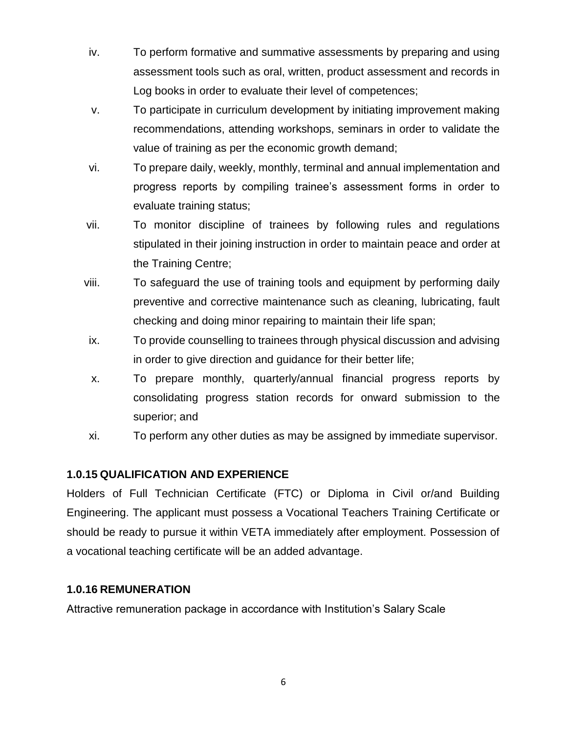iv. To perform formative and summative assessments by preparing and using assessment tools such as oral, written, product assessment and records in Log books in order to evaluate their level of competences;

v. To participate in curriculum development by initiating improvement making recommendations, attending workshops, seminars in order to validate the value of training as per the economic growth demand;

vi. To prepare daily, weekly, monthly, terminal and annual implementation and progress reports by compiling trainee's assessment forms in order to evaluate training status;

vii. To monitor discipline of trainees by following rules and regulations stipulated in their joining instruction in order to maintain peace and order at the Training Centre;

viii. To safeguard the use of training tools and equipment by performing daily preventive and corrective maintenance such as cleaning, lubricating, fault checking and doing minor repairing to maintain their life span;

ix. To provide counselling to trainees through physical discussion and advising in order to give direction and guidance for their better life;

x. To prepare monthly, quarterly/annual financial progress reports by consolidating progress station records for onward submission to the superior; and

xi. To perform any other duties as may be assigned by immediate supervisor.

### 1.0.15 QUALIFICATION AND EXPERIENCE

Holders of Full Technician Certificate (FTC) or Diploma in Civil or/and Building Engineering. The applicant must possess a Vocational Teachers Training Certificate or should be ready to pursue it within VETA immediately after employment. Possession of a vocational teaching certificate will be an added advantage.

### 1.0.16 REMUNERATION

Attractive remuneration package in accordance with Institution's Salary Scale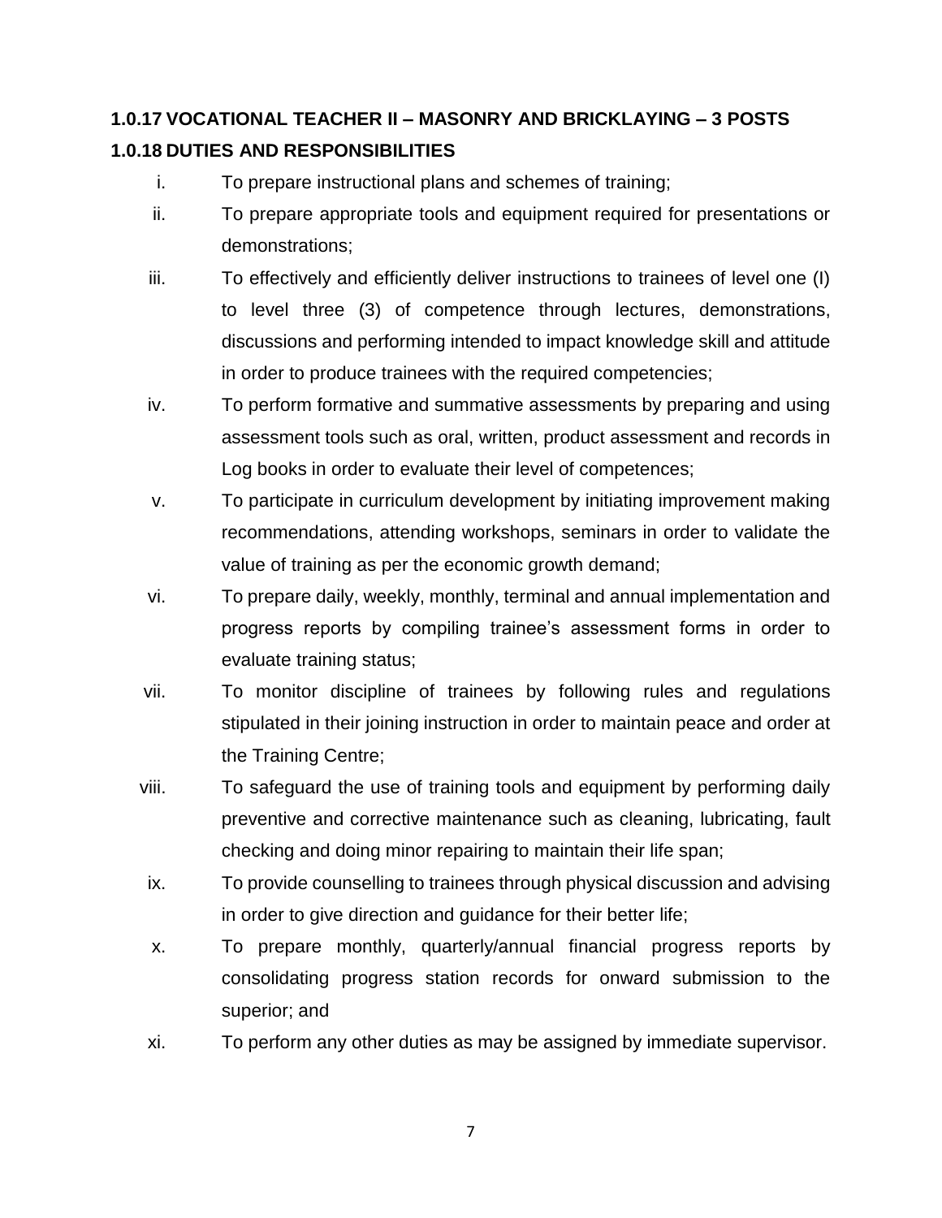## 1.0.17 VOCATIONAL TEACHER II – MASONRY AND BRICKLAYING – 3 POSTS

## 1.0.18 DUTIES AND RESPONSIBILITIES

i. To prepare instructional plans and schemes of training;

ii. To prepare appropriate tools and equipment required for presentations or demonstrations;

iii. To effectively and efficiently deliver instructions to trainees of level one (I) to level three (3) of competence through lectures, demonstrations, discussions and performing intended to impact knowledge skill and attitude in order to produce trainees with the required competencies;

iv. To perform formative and summative assessments by preparing and using assessment tools such as oral, written, product assessment and records in Log books in order to evaluate their level of competences;

v. To participate in curriculum development by initiating improvement making recommendations, attending workshops, seminars in order to validate the value of training as per the economic growth demand;

vi. To prepare daily, weekly, monthly, terminal and annual implementation and progress reports by compiling trainee's assessment forms in order to evaluate training status;

vii. To monitor discipline of trainees by following rules and regulations stipulated in their joining instruction in order to maintain peace and order at the Training Centre;

viii. To safeguard the use of training tools and equipment by performing daily preventive and corrective maintenance such as cleaning, lubricating, fault checking and doing minor repairing to maintain their life span;

ix. To provide counselling to trainees through physical discussion and advising in order to give direction and guidance for their better life;

x. To prepare monthly, quarterly/annual financial progress reports by consolidating progress station records for onward submission to the superior; and

xi. To perform any other duties as may be assigned by immediate supervisor.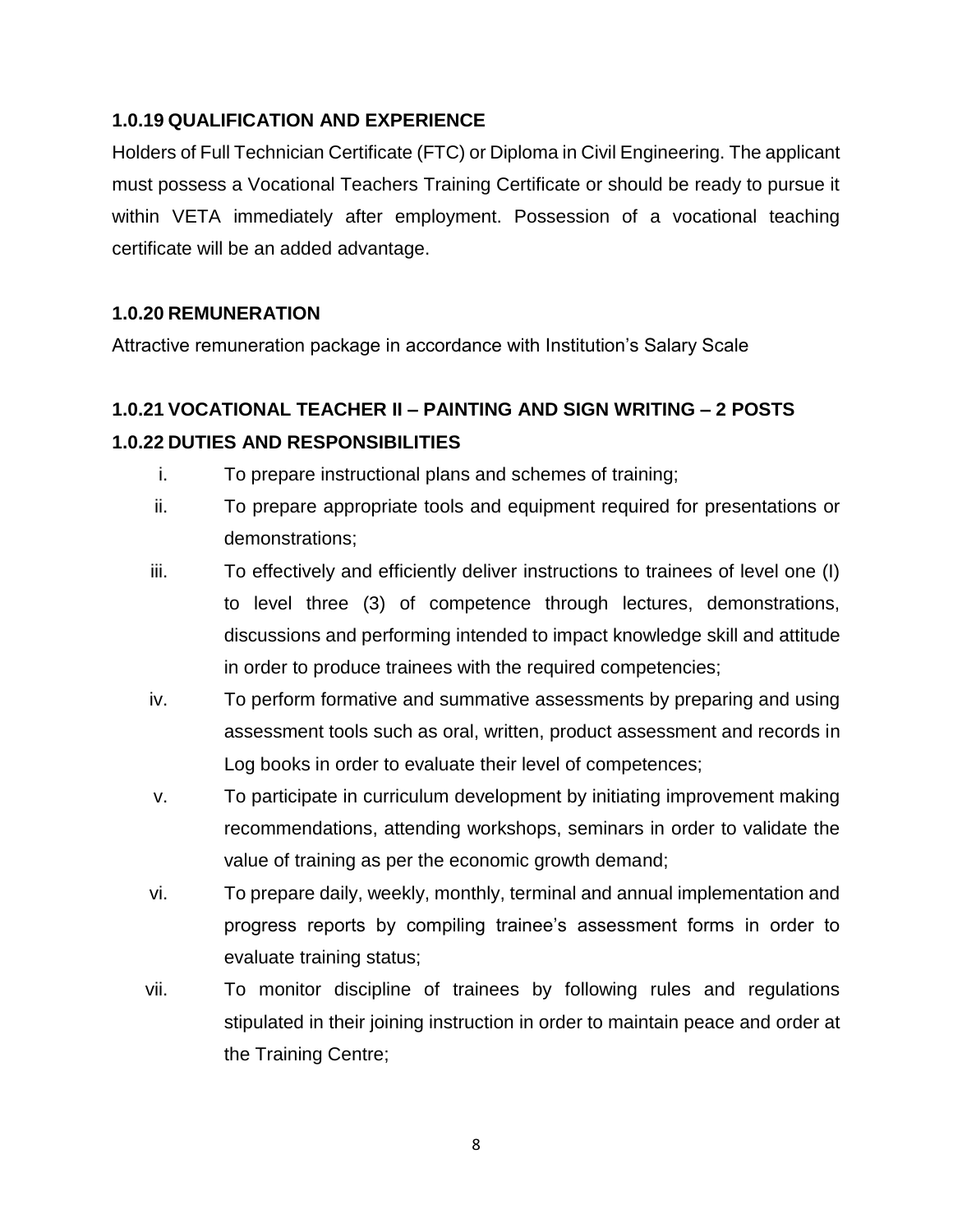### 1.0.19 QUALIFICATION AND EXPERIENCE

Holders of Full Technician Certificate (FTC) or Diploma in Civil Engineering. The applicant must possess a Vocational Teachers Training Certificate or should be ready to pursue it within VETA immediately after employment. Possession of a vocational teaching certificate will be an added advantage.

### 1.0.20 REMUNERATION

Attractive remuneration package in accordance with Institution's Salary Scale

### 1.0.21 VOCATIONAL TEACHER II – PAINTING AND SIGN WRITING – 2 POSTS

### 1.0.22 DUTIES AND RESPONSIBILITIES

i. To prepare instructional plans and schemes of training;

ii. To prepare appropriate tools and equipment required for presentations or demonstrations;

iii. To effectively and efficiently deliver instructions to trainees of level one (I) to level three (3) of competence through lectures, demonstrations, discussions and performing intended to impact knowledge skill and attitude in order to produce trainees with the required competencies;

iv. To perform formative and summative assessments by preparing and using assessment tools such as oral, written, product assessment and records in Log books in order to evaluate their level of competences;

v. To participate in curriculum development by initiating improvement making recommendations, attending workshops, seminars in order to validate the value of training as per the economic growth demand;

vi. To prepare daily, weekly, monthly, terminal and annual implementation and progress reports by compiling trainee's assessment forms in order to evaluate training status;

vii. To monitor discipline of trainees by following rules and regulations stipulated in their joining instruction in order to maintain peace and order at the Training Centre;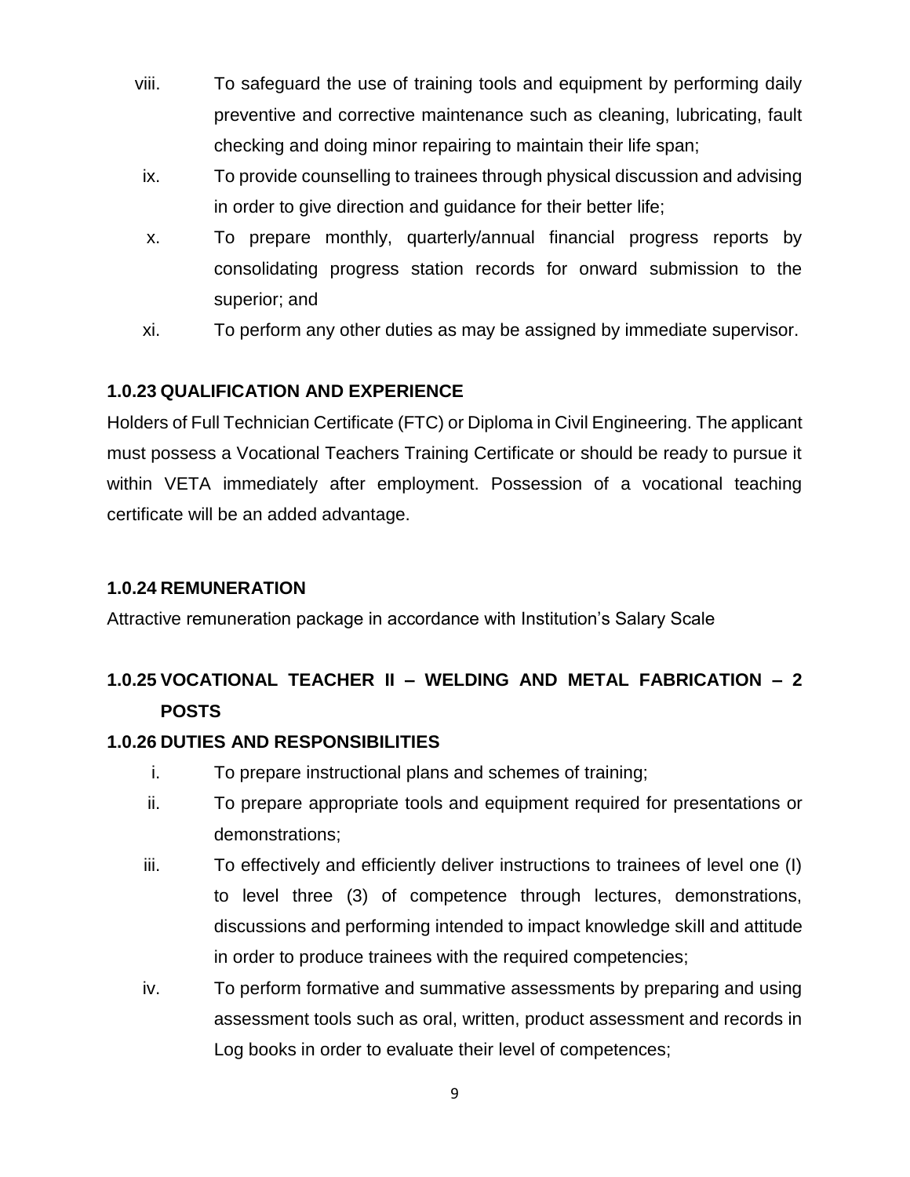viii. To safeguard the use of training tools and equipment by performing daily preventive and corrective maintenance such as cleaning, lubricating, fault checking and doing minor repairing to maintain their life span;

ix. To provide counselling to trainees through physical discussion and advising in order to give direction and guidance for their better life;

x. To prepare monthly, quarterly/annual financial progress reports by consolidating progress station records for onward submission to the superior; and

xi. To perform any other duties as may be assigned by immediate supervisor.

### 1.0.23 QUALIFICATION AND EXPERIENCE

Holders of Full Technician Certificate (FTC) or Diploma in Civil Engineering. The applicant must possess a Vocational Teachers Training Certificate or should be ready to pursue it within VETA immediately after employment. Possession of a vocational teaching certificate will be an added advantage.

### 1.0.24 REMUNERATION

Attractive remuneration package in accordance with Institution's Salary Scale

## 1.0.25 VOCATIONAL TEACHER II – WELDING AND METAL FABRICATION – 2 POSTS

### 1.0.26 DUTIES AND RESPONSIBILITIES

i. To prepare instructional plans and schemes of training;

ii. To prepare appropriate tools and equipment required for presentations or demonstrations;

iii. To effectively and efficiently deliver instructions to trainees of level one (I) to level three (3) of competence through lectures, demonstrations, discussions and performing intended to impact knowledge skill and attitude in order to produce trainees with the required competencies;

iv. To perform formative and summative assessments by preparing and using assessment tools such as oral, written, product assessment and records in Log books in order to evaluate their level of competences;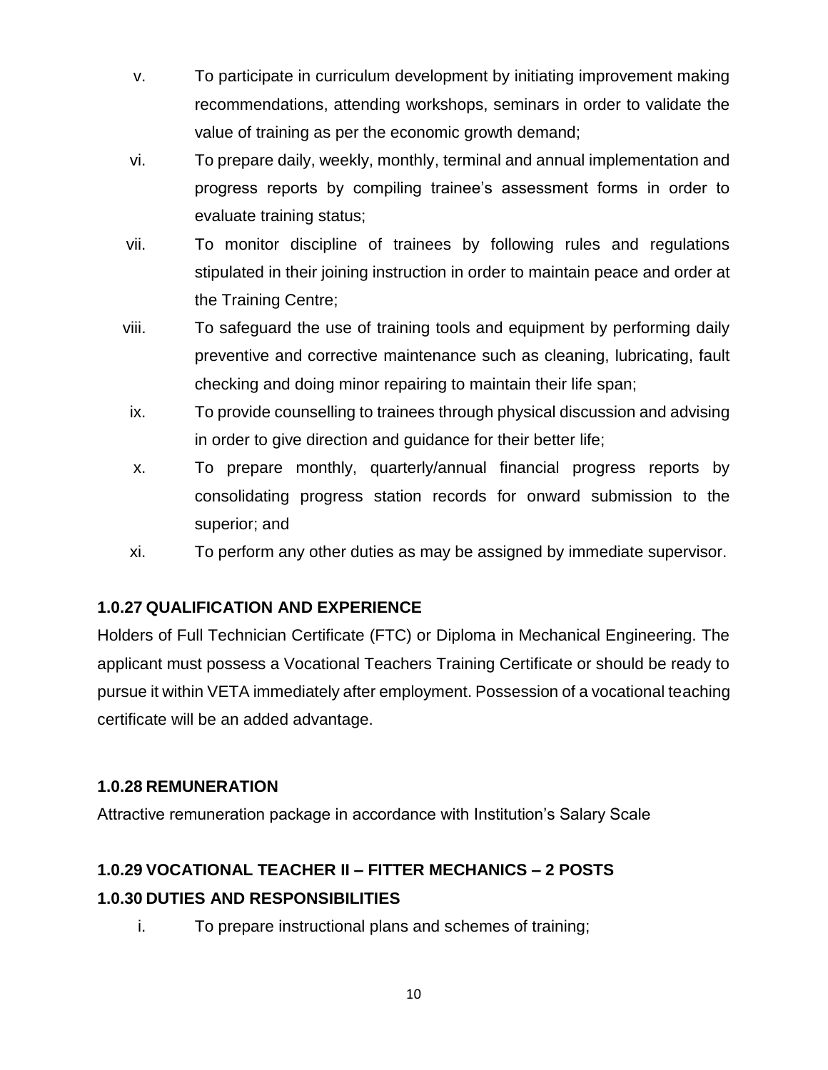v. To participate in curriculum development by initiating improvement making recommendations, attending workshops, seminars in order to validate the value of training as per the economic growth demand;

vi. To prepare daily, weekly, monthly, terminal and annual implementation and progress reports by compiling trainee's assessment forms in order to evaluate training status;

vii. To monitor discipline of trainees by following rules and regulations stipulated in their joining instruction in order to maintain peace and order at the Training Centre;

viii. To safeguard the use of training tools and equipment by performing daily preventive and corrective maintenance such as cleaning, lubricating, fault checking and doing minor repairing to maintain their life span;

ix. To provide counselling to trainees through physical discussion and advising in order to give direction and guidance for their better life;

x. To prepare monthly, quarterly/annual financial progress reports by consolidating progress station records for onward submission to the superior; and

xi. To perform any other duties as may be assigned by immediate supervisor.

### 1.0.27 QUALIFICATION AND EXPERIENCE

Holders of Full Technician Certificate (FTC) or Diploma in Mechanical Engineering. The applicant must possess a Vocational Teachers Training Certificate or should be ready to pursue it within VETA immediately after employment. Possession of a vocational teaching certificate will be an added advantage.

### 1.0.28 REMUNERATION

Attractive remuneration package in accordance with Institution's Salary Scale

### 1.0.29 VOCATIONAL TEACHER II – FITTER MECHANICS – 2 POSTS

### 1.0.30 DUTIES AND RESPONSIBILITIES

i. To prepare instructional plans and schemes of training;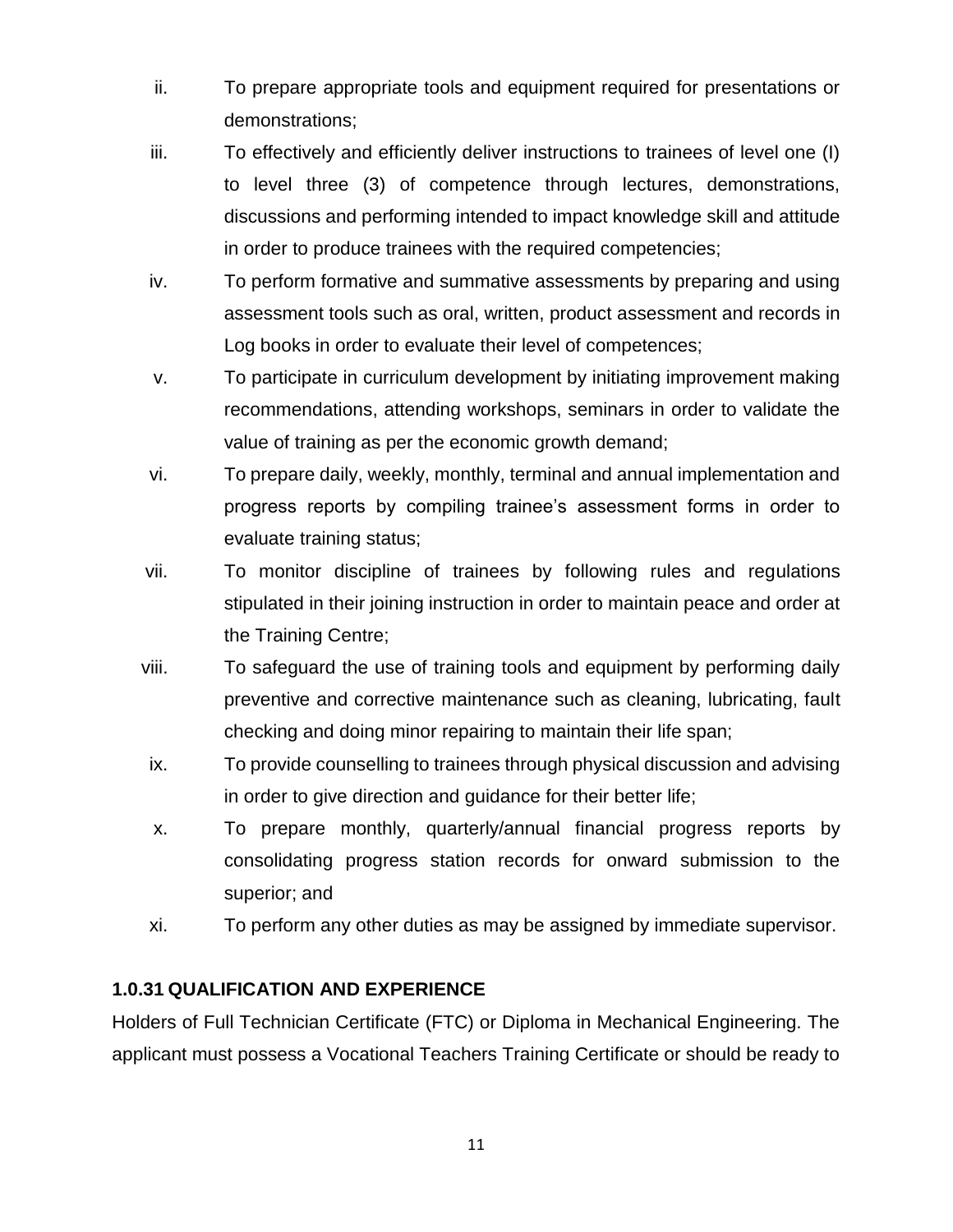ii. To prepare appropriate tools and equipment required for presentations or demonstrations;

iii. To effectively and efficiently deliver instructions to trainees of level one (I) to level three (3) of competence through lectures, demonstrations, discussions and performing intended to impact knowledge skill and attitude in order to produce trainees with the required competencies;

iv. To perform formative and summative assessments by preparing and using assessment tools such as oral, written, product assessment and records in Log books in order to evaluate their level of competences;

v. To participate in curriculum development by initiating improvement making recommendations, attending workshops, seminars in order to validate the value of training as per the economic growth demand;

vi. To prepare daily, weekly, monthly, terminal and annual implementation and progress reports by compiling trainee's assessment forms in order to evaluate training status;

vii. To monitor discipline of trainees by following rules and regulations stipulated in their joining instruction in order to maintain peace and order at the Training Centre;

viii. To safeguard the use of training tools and equipment by performing daily preventive and corrective maintenance such as cleaning, lubricating, fault checking and doing minor repairing to maintain their life span;

ix. To provide counselling to trainees through physical discussion and advising in order to give direction and guidance for their better life;

x. To prepare monthly, quarterly/annual financial progress reports by consolidating progress station records for onward submission to the superior; and

xi. To perform any other duties as may be assigned by immediate supervisor.

### 1.0.31 QUALIFICATION AND EXPERIENCE

Holders of Full Technician Certificate (FTC) or Diploma in Mechanical Engineering. The applicant must possess a Vocational Teachers Training Certificate or should be ready to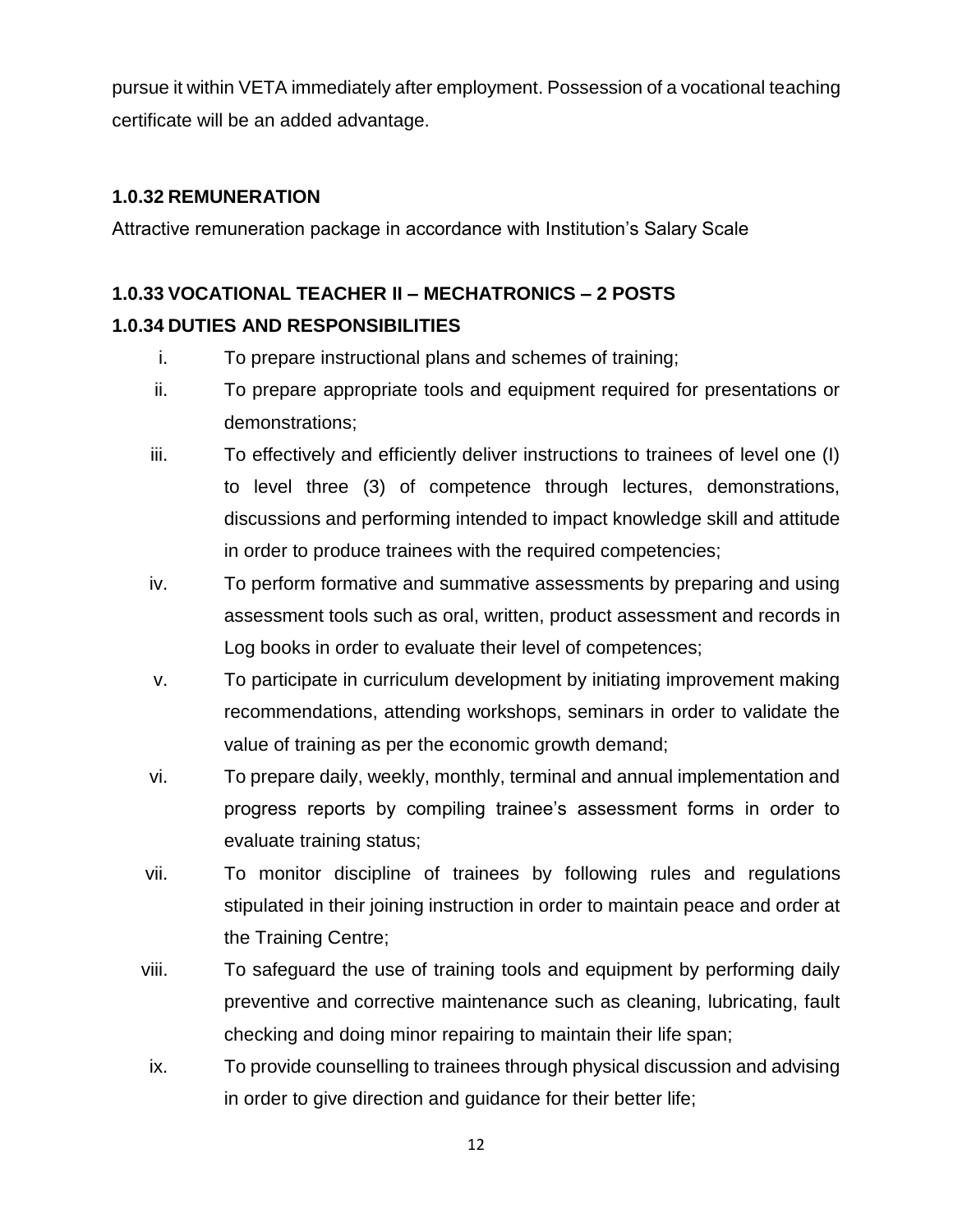pursue it within VETA immediately after employment. Possession of a vocational teaching certificate will be an added advantage.

### 1.0.32 REMUNERATION

Attractive remuneration package in accordance with Institution's Salary Scale

### 1.0.33 VOCATIONAL TEACHER II – MECHATRONICS – 2 POSTS

### 1.0.34 DUTIES AND RESPONSIBILITIES

i. To prepare instructional plans and schemes of training;

ii. To prepare appropriate tools and equipment required for presentations or demonstrations;

iii. To effectively and efficiently deliver instructions to trainees of level one (I) to level three (3) of competence through lectures, demonstrations, discussions and performing intended to impact knowledge skill and attitude in order to produce trainees with the required competencies;

iv. To perform formative and summative assessments by preparing and using assessment tools such as oral, written, product assessment and records in Log books in order to evaluate their level of competences;

v. To participate in curriculum development by initiating improvement making recommendations, attending workshops, seminars in order to validate the value of training as per the economic growth demand;

vi. To prepare daily, weekly, monthly, terminal and annual implementation and progress reports by compiling trainee's assessment forms in order to evaluate training status;

vii. To monitor discipline of trainees by following rules and regulations stipulated in their joining instruction in order to maintain peace and order at the Training Centre;

viii. To safeguard the use of training tools and equipment by performing daily preventive and corrective maintenance such as cleaning, lubricating, fault checking and doing minor repairing to maintain their life span;

ix. To provide counselling to trainees through physical discussion and advising in order to give direction and guidance for their better life;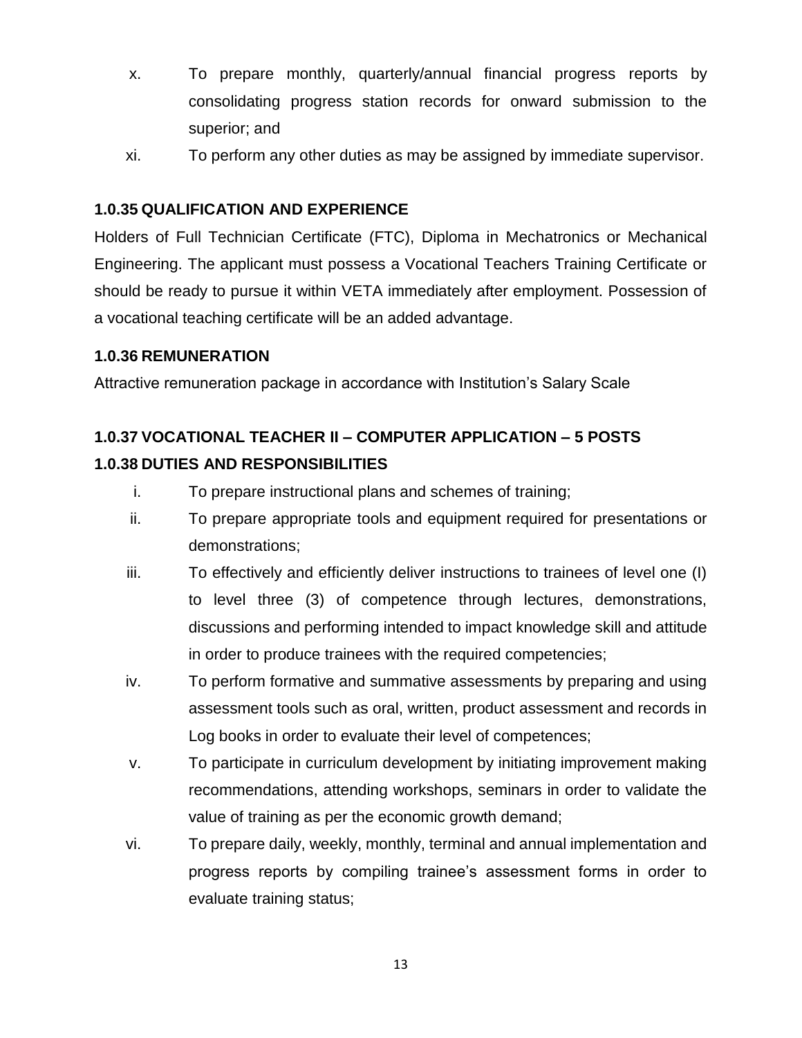x. To prepare monthly, quarterly/annual financial progress reports by consolidating progress station records for onward submission to the superior; and

xi. To perform any other duties as may be assigned by immediate supervisor.

**1.0.35 QUALIFICATION AND EXPERIENCE**

Holders of Full Technician Certificate (FTC), Diploma in Mechatronics or Mechanical Engineering. The applicant must possess a Vocational Teachers Training Certificate or should be ready to pursue it within VETA immediately after employment. Possession of a vocational teaching certificate will be an added advantage.

**1.0.36 REMUNERATION**

Attractive remuneration package in accordance with Institution's Salary Scale

**1.0.37 VOCATIONAL TEACHER II – COMPUTER APPLICATION – 5 POSTS**

**1.0.38 DUTIES AND RESPONSIBILITIES**

i. To prepare instructional plans and schemes of training;

ii. To prepare appropriate tools and equipment required for presentations or demonstrations;

iii. To effectively and efficiently deliver instructions to trainees of level one (I) to level three (3) of competence through lectures, demonstrations, discussions and performing intended to impact knowledge skill and attitude in order to produce trainees with the required competencies;

iv. To perform formative and summative assessments by preparing and using assessment tools such as oral, written, product assessment and records in Log books in order to evaluate their level of competences;

v. To participate in curriculum development by initiating improvement making recommendations, attending workshops, seminars in order to validate the value of training as per the economic growth demand;

vi. To prepare daily, weekly, monthly, terminal and annual implementation and progress reports by compiling trainee's assessment forms in order to evaluate training status;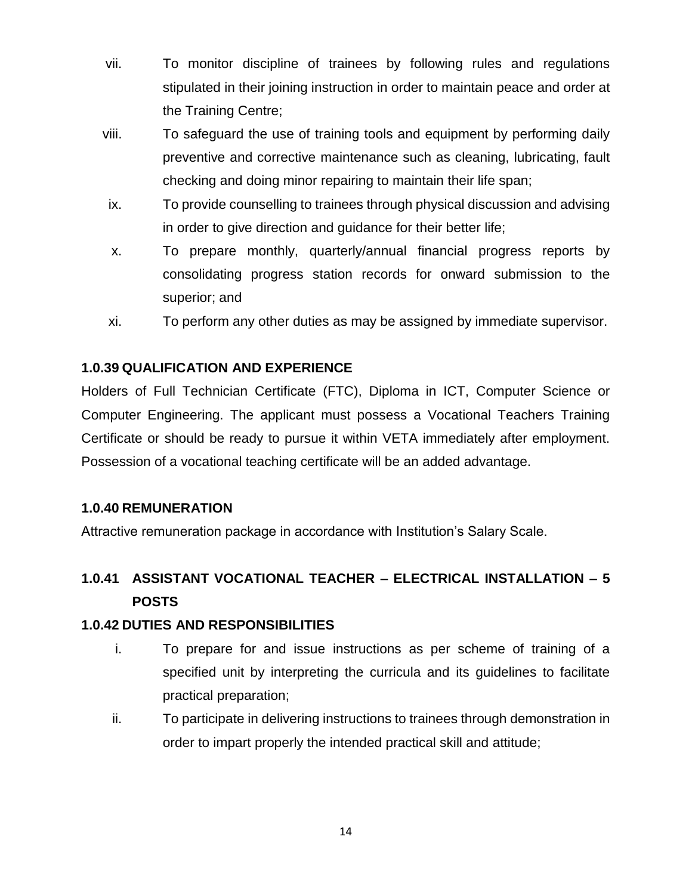vii. To monitor discipline of trainees by following rules and regulations stipulated in their joining instruction in order to maintain peace and order at the Training Centre;

viii. To safeguard the use of training tools and equipment by performing daily preventive and corrective maintenance such as cleaning, lubricating, fault checking and doing minor repairing to maintain their life span;

ix. To provide counselling to trainees through physical discussion and advising in order to give direction and guidance for their better life;

x. To prepare monthly, quarterly/annual financial progress reports by consolidating progress station records for onward submission to the superior; and

xi. To perform any other duties as may be assigned by immediate supervisor.

#### 1.0.39 QUALIFICATION AND EXPERIENCE

Holders of Full Technician Certificate (FTC), Diploma in ICT, Computer Science or Computer Engineering. The applicant must possess a Vocational Teachers Training Certificate or should be ready to pursue it within VETA immediately after employment. Possession of a vocational teaching certificate will be an added advantage.

#### 1.0.40 REMUNERATION

Attractive remuneration package in accordance with Institution’s Salary Scale.

### 1.0.41 ASSISTANT VOCATIONAL TEACHER – ELECTRICAL INSTALLATION – 5 POSTS

#### 1.0.42 DUTIES AND RESPONSIBILITIES

i. To prepare for and issue instructions as per scheme of training of a specified unit by interpreting the curricula and its guidelines to facilitate practical preparation;

ii. To participate in delivering instructions to trainees through demonstration in order to impart properly the intended practical skill and attitude;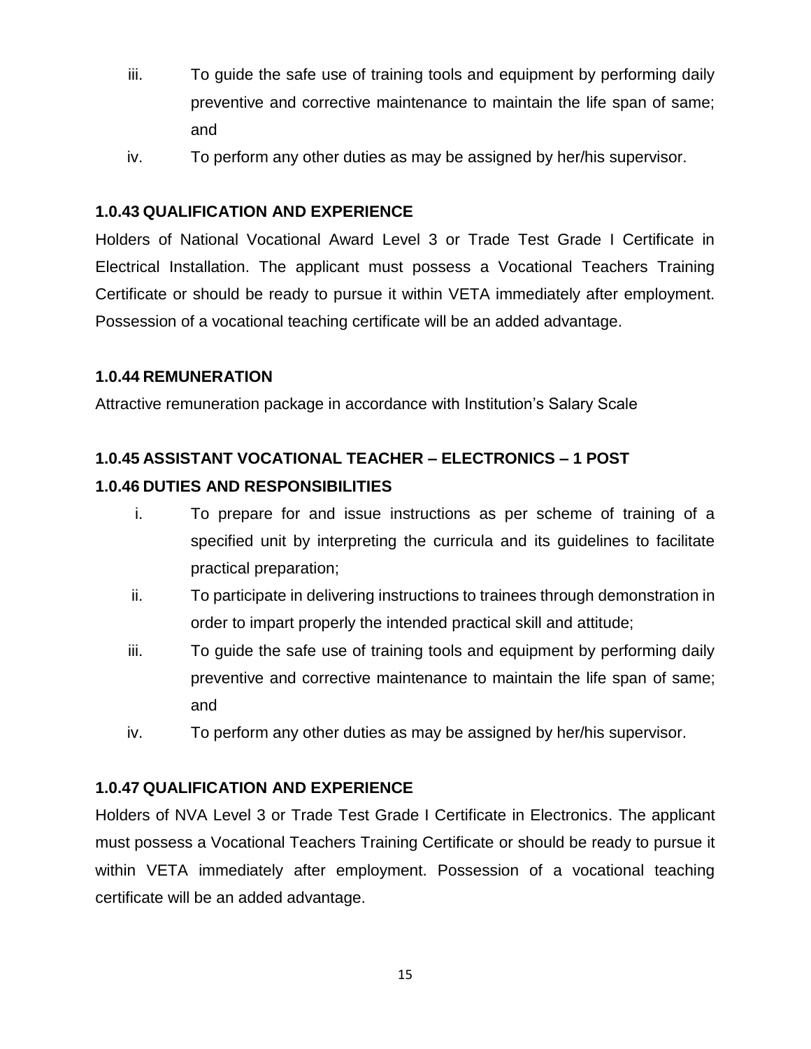iii. To guide the safe use of training tools and equipment by performing daily preventive and corrective maintenance to maintain the life span of same; and

iv. To perform any other duties as may be assigned by her/his supervisor.

**1.0.43 QUALIFICATION AND EXPERIENCE**

Holders of National Vocational Award Level 3 or Trade Test Grade I Certificate in Electrical Installation. The applicant must possess a Vocational Teachers Training Certificate or should be ready to pursue it within VETA immediately after employment. Possession of a vocational teaching certificate will be an added advantage.

**1.0.44 REMUNERATION**

Attractive remuneration package in accordance with Institution's Salary Scale

**1.0.45 ASSISTANT VOCATIONAL TEACHER – ELECTRONICS – 1 POST**

**1.0.46 DUTIES AND RESPONSIBILITIES**

i. To prepare for and issue instructions as per scheme of training of a specified unit by interpreting the curricula and its guidelines to facilitate practical preparation;

ii. To participate in delivering instructions to trainees through demonstration in order to impart properly the intended practical skill and attitude;

iii. To guide the safe use of training tools and equipment by performing daily preventive and corrective maintenance to maintain the life span of same; and

iv. To perform any other duties as may be assigned by her/his supervisor.

**1.0.47 QUALIFICATION AND EXPERIENCE**

Holders of NVA Level 3 or Trade Test Grade I Certificate in Electronics. The applicant must possess a Vocational Teachers Training Certificate or should be ready to pursue it within VETA immediately after employment. Possession of a vocational teaching certificate will be an added advantage.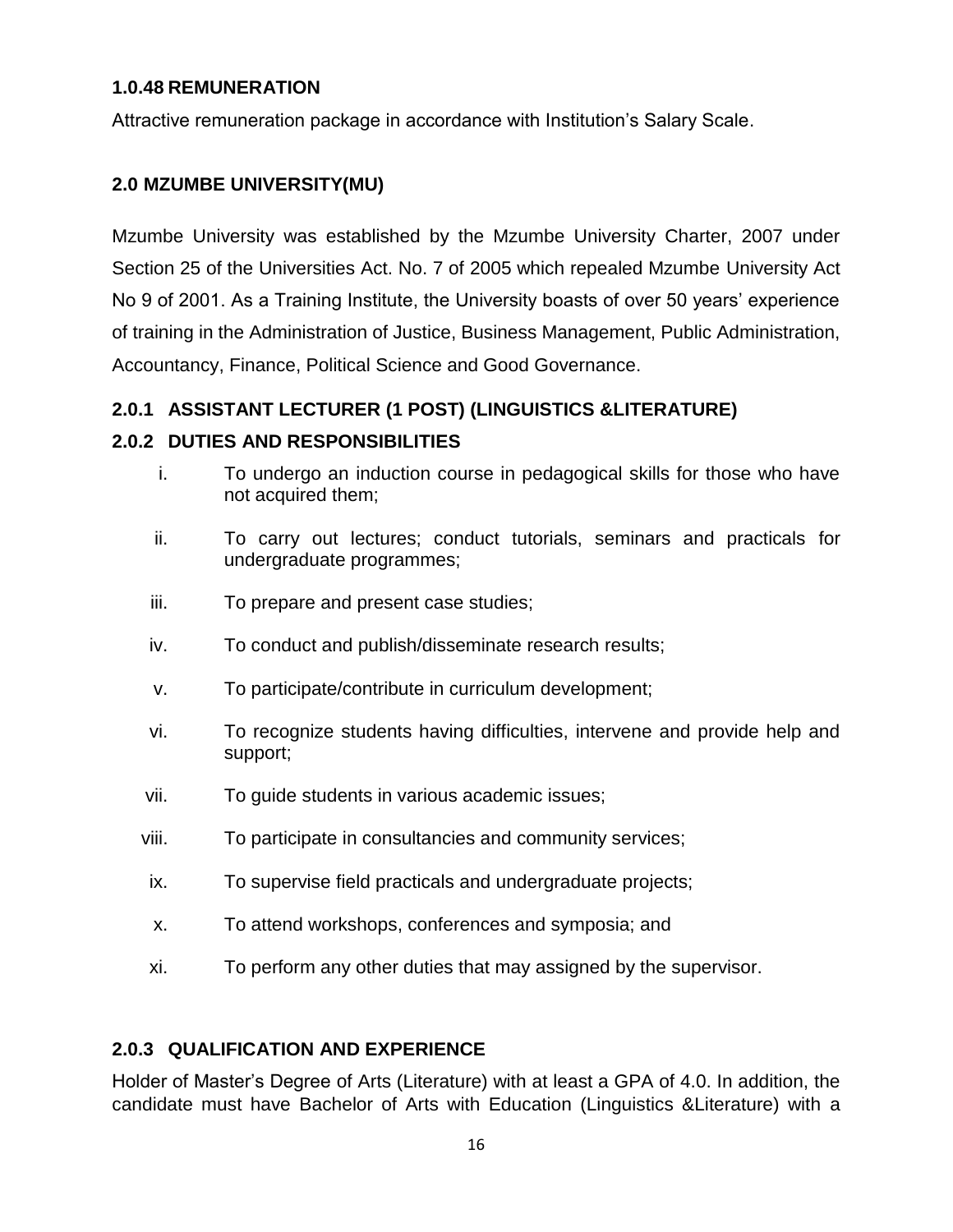### 1.0.48 REMUNERATION

Attractive remuneration package in accordance with Institution's Salary Scale.

## 2.0 MZUMBE UNIVERSITY(MU)

Mzumbe University was established by the Mzumbe University Charter, 2007 under Section 25 of the Universities Act. No. 7 of 2005 which repealed Mzumbe University Act No 9 of 2001. As a Training Institute, the University boasts of over 50 years' experience of training in the Administration of Justice, Business Management, Public Administration, Accountancy, Finance, Political Science and Good Governance.

### 2.0.1 ASSISTANT LECTURER (1 POST) (LINGUISTICS &LITERATURE)

### 2.0.2 DUTIES AND RESPONSIBILITIES

i. To undergo an induction course in pedagogical skills for those who have not acquired them;

ii. To carry out lectures; conduct tutorials, seminars and practicals for undergraduate programmes;

iii. To prepare and present case studies;

iv. To conduct and publish/disseminate research results;

v. To participate/contribute in curriculum development;

vi. To recognize students having difficulties, intervene and provide help and support;

vii. To guide students in various academic issues;

viii. To participate in consultancies and community services;

ix. To supervise field practicals and undergraduate projects;

x. To attend workshops, conferences and symposia; and

xi. To perform any other duties that may assigned by the supervisor.

### 2.0.3 QUALIFICATION AND EXPERIENCE

Holder of Master's Degree of Arts (Literature) with at least a GPA of 4.0. In addition, the candidate must have Bachelor of Arts with Education (Linguistics &Literature) with a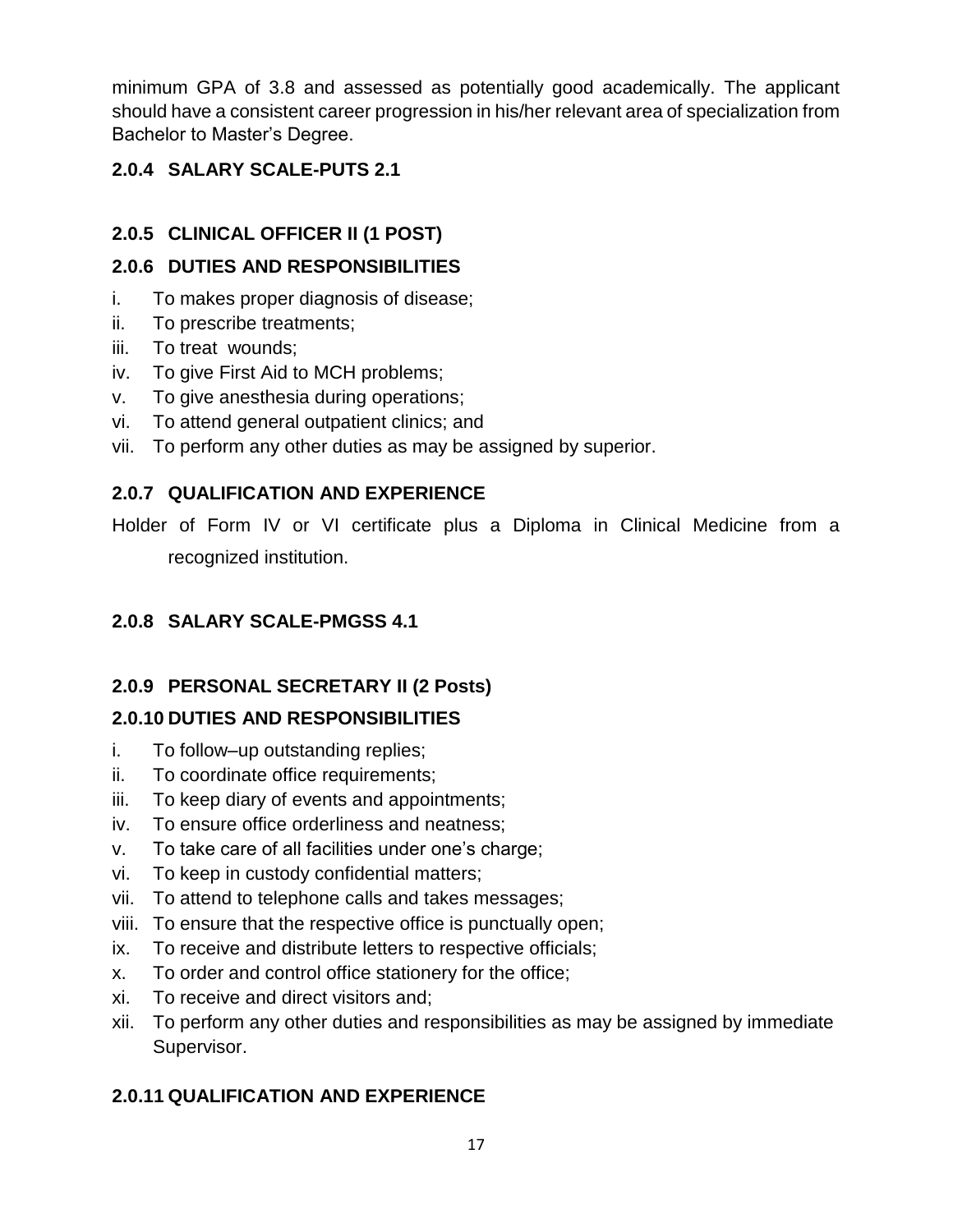minimum GPA of 3.8 and assessed as potentially good academically. The applicant should have a consistent career progression in his/her relevant area of specialization from Bachelor to Master's Degree.

### 2.0.4 SALARY SCALE-PUTS 2.1

### 2.0.5 CLINICAL OFFICER II (1 POST)

### 2.0.6 DUTIES AND RESPONSIBILITIES

i. To makes proper diagnosis of disease;
ii. To prescribe treatments;
iii. To treat wounds;
iv. To give First Aid to MCH problems;
v. To give anesthesia during operations;
vi. To attend general outpatient clinics; and
vii. To perform any other duties as may be assigned by superior.

### 2.0.7 QUALIFICATION AND EXPERIENCE

Holder of Form IV or VI certificate plus a Diploma in Clinical Medicine from a recognized institution.

### 2.0.8 SALARY SCALE-PMGSS 4.1

### 2.0.9 PERSONAL SECRETARY II (2 Posts)

### 2.0.10 DUTIES AND RESPONSIBILITIES

i. To follow–up outstanding replies;
ii. To coordinate office requirements;
iii. To keep diary of events and appointments;
iv. To ensure office orderliness and neatness;
v. To take care of all facilities under one's charge;
vi. To keep in custody confidential matters;
vii. To attend to telephone calls and takes messages;
viii. To ensure that the respective office is punctually open;
ix. To receive and distribute letters to respective officials;
x. To order and control office stationery for the office;
xi. To receive and direct visitors and;
xii. To perform any other duties and responsibilities as may be assigned by immediate Supervisor.

### 2.0.11 QUALIFICATION AND EXPERIENCE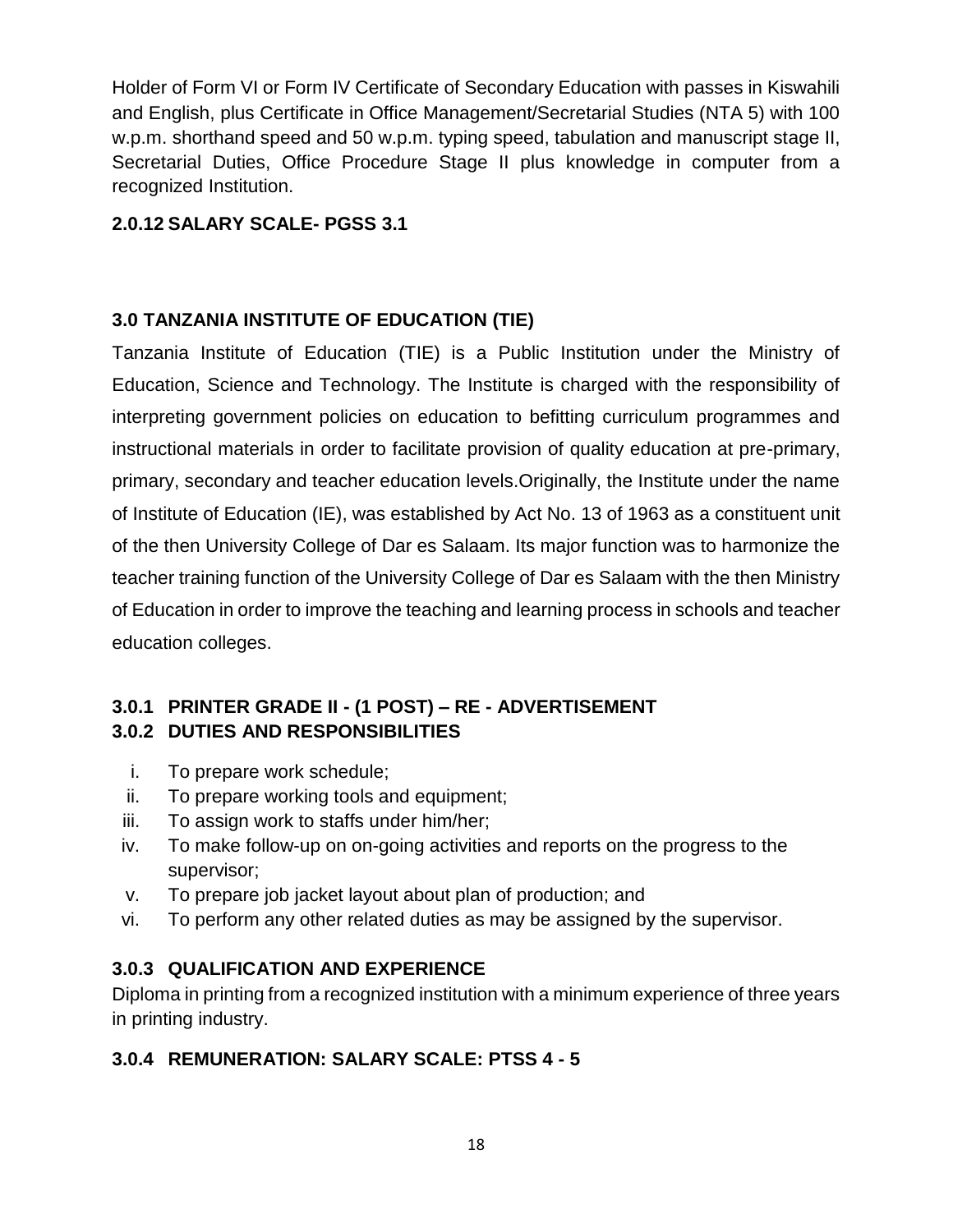Holder of Form VI or Form IV Certificate of Secondary Education with passes in Kiswahili and English, plus Certificate in Office Management/Secretarial Studies (NTA 5) with 100 w.p.m. shorthand speed and 50 w.p.m. typing speed, tabulation and manuscript stage II, Secretarial Duties, Office Procedure Stage II plus knowledge in computer from a recognized Institution.

### 2.0.12 SALARY SCALE- PGSS 3.1

## 3.0 TANZANIA INSTITUTE OF EDUCATION (TIE)

Tanzania Institute of Education (TIE) is a Public Institution under the Ministry of Education, Science and Technology. The Institute is charged with the responsibility of interpreting government policies on education to befitting curriculum programmes and instructional materials in order to facilitate provision of quality education at pre-primary, primary, secondary and teacher education levels.Originally, the Institute under the name of Institute of Education (IE), was established by Act No. 13 of 1963 as a constituent unit of the then University College of Dar es Salaam. Its major function was to harmonize the teacher training function of the University College of Dar es Salaam with the then Ministry of Education in order to improve the teaching and learning process in schools and teacher education colleges.

### 3.0.1 PRINTER GRADE II - (1 POST) – RE - ADVERTISEMENT

### 3.0.2 DUTIES AND RESPONSIBILITIES

i. To prepare work schedule;
ii. To prepare working tools and equipment;
iii. To assign work to staffs under him/her;
iv. To make follow-up on on-going activities and reports on the progress to the supervisor;
v. To prepare job jacket layout about plan of production; and
vi. To perform any other related duties as may be assigned by the supervisor.

### 3.0.3 QUALIFICATION AND EXPERIENCE

Diploma in printing from a recognized institution with a minimum experience of three years in printing industry.

### 3.0.4 REMUNERATION: SALARY SCALE: PTSS 4 - 5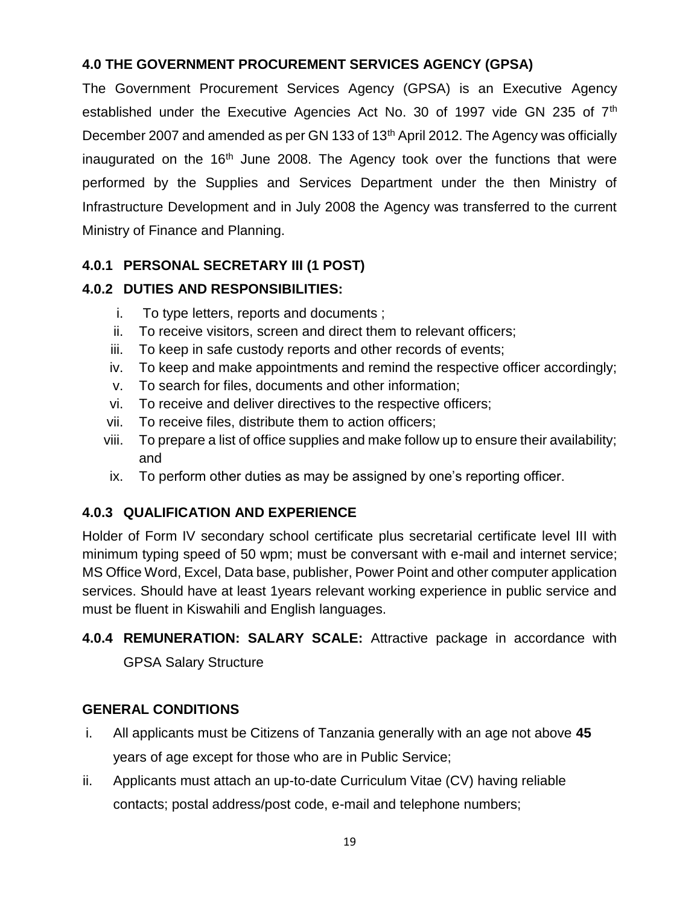### 4.0 THE GOVERNMENT PROCUREMENT SERVICES AGENCY (GPSA)

The Government Procurement Services Agency (GPSA) is an Executive Agency established under the Executive Agencies Act No. 30 of 1997 vide GN 235 of 7th December 2007 and amended as per GN 133 of 13th April 2012. The Agency was officially inaugurated on the 16th June 2008. The Agency took over the functions that were performed by the Supplies and Services Department under the then Ministry of Infrastructure Development and in July 2008 the Agency was transferred to the current Ministry of Finance and Planning.

#### 4.0.1 PERSONAL SECRETARY III (1 POST)

#### 4.0.2 DUTIES AND RESPONSIBILITIES:

i. To type letters, reports and documents ;
ii. To receive visitors, screen and direct them to relevant officers;
iii. To keep in safe custody reports and other records of events;
iv. To keep and make appointments and remind the respective officer accordingly;
v. To search for files, documents and other information;
vi. To receive and deliver directives to the respective officers;
vii. To receive files, distribute them to action officers;
viii. To prepare a list of office supplies and make follow up to ensure their availability; and
ix. To perform other duties as may be assigned by one's reporting officer.

#### 4.0.3 QUALIFICATION AND EXPERIENCE

Holder of Form IV secondary school certificate plus secretarial certificate level III with minimum typing speed of 50 wpm; must be conversant with e-mail and internet service; MS Office Word, Excel, Data base, publisher, Power Point and other computer application services. Should have at least 1years relevant working experience in public service and must be fluent in Kiswahili and English languages.

**4.0.4 REMUNERATION: SALARY SCALE:** Attractive package in accordance with GPSA Salary Structure

### GENERAL CONDITIONS

i. All applicants must be Citizens of Tanzania generally with an age not above **45** years of age except for those who are in Public Service;
ii. Applicants must attach an up-to-date Curriculum Vitae (CV) having reliable contacts; postal address/post code, e-mail and telephone numbers;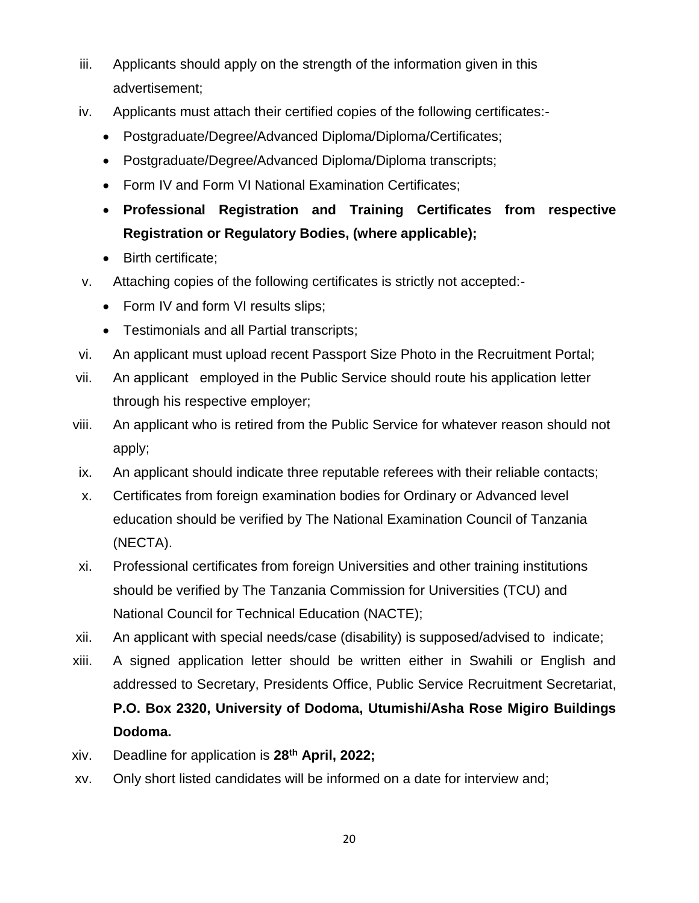iii. Applicants should apply on the strength of the information given in this advertisement;

iv. Applicants must attach their certified copies of the following certificates:-

- Postgraduate/Degree/Advanced Diploma/Diploma/Certificates;
- Postgraduate/Degree/Advanced Diploma/Diploma transcripts;
- Form IV and Form VI National Examination Certificates;
- **Professional Registration and Training Certificates from respective Registration or Regulatory Bodies, (where applicable);**
- Birth certificate;

v. Attaching copies of the following certificates is strictly not accepted:-

- Form IV and form VI results slips;
- Testimonials and all Partial transcripts;

vi. An applicant must upload recent Passport Size Photo in the Recruitment Portal;

vii. An applicant employed in the Public Service should route his application letter through his respective employer;

viii. An applicant who is retired from the Public Service for whatever reason should not apply;

ix. An applicant should indicate three reputable referees with their reliable contacts;

x. Certificates from foreign examination bodies for Ordinary or Advanced level education should be verified by The National Examination Council of Tanzania (NECTA).

xi. Professional certificates from foreign Universities and other training institutions should be verified by The Tanzania Commission for Universities (TCU) and National Council for Technical Education (NACTE);

xii. An applicant with special needs/case (disability) is supposed/advised to indicate;

xiii. A signed application letter should be written either in Swahili or English and addressed to Secretary, Presidents Office, Public Service Recruitment Secretariat, **P.O. Box 2320, University of Dodoma, Utumishi/Asha Rose Migiro Buildings Dodoma.**

xiv. Deadline for application is **28th April, 2022;**

xv. Only short listed candidates will be informed on a date for interview and;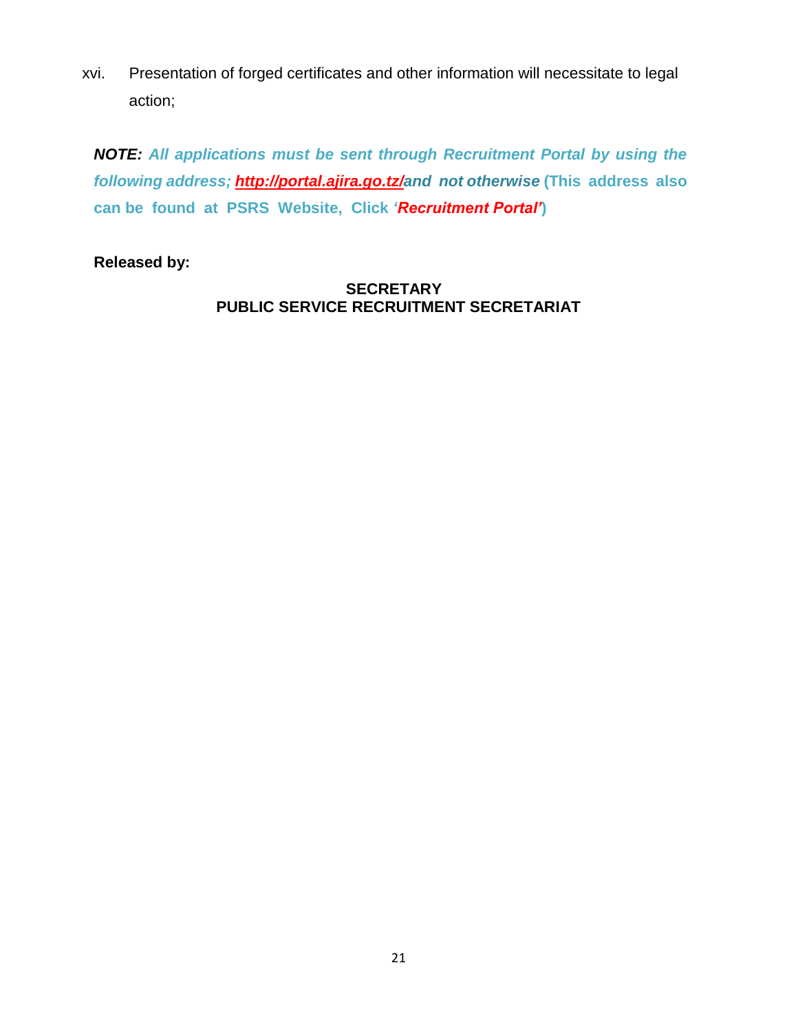xvi. Presentation of forged certificates and other information will necessitate to legal action;

***NOTE:*** ***All applications must be sent through Recruitment Portal by using the following address; [http://portal.ajira.go.tz/](http://portal.ajira.go.tz/)and not otherwise*** **(This address also can be found at PSRS Website, Click '*Recruitment Portal'*)**

**Released by:**

**SECRETARY**
**PUBLIC SERVICE RECRUITMENT SECRETARIAT**